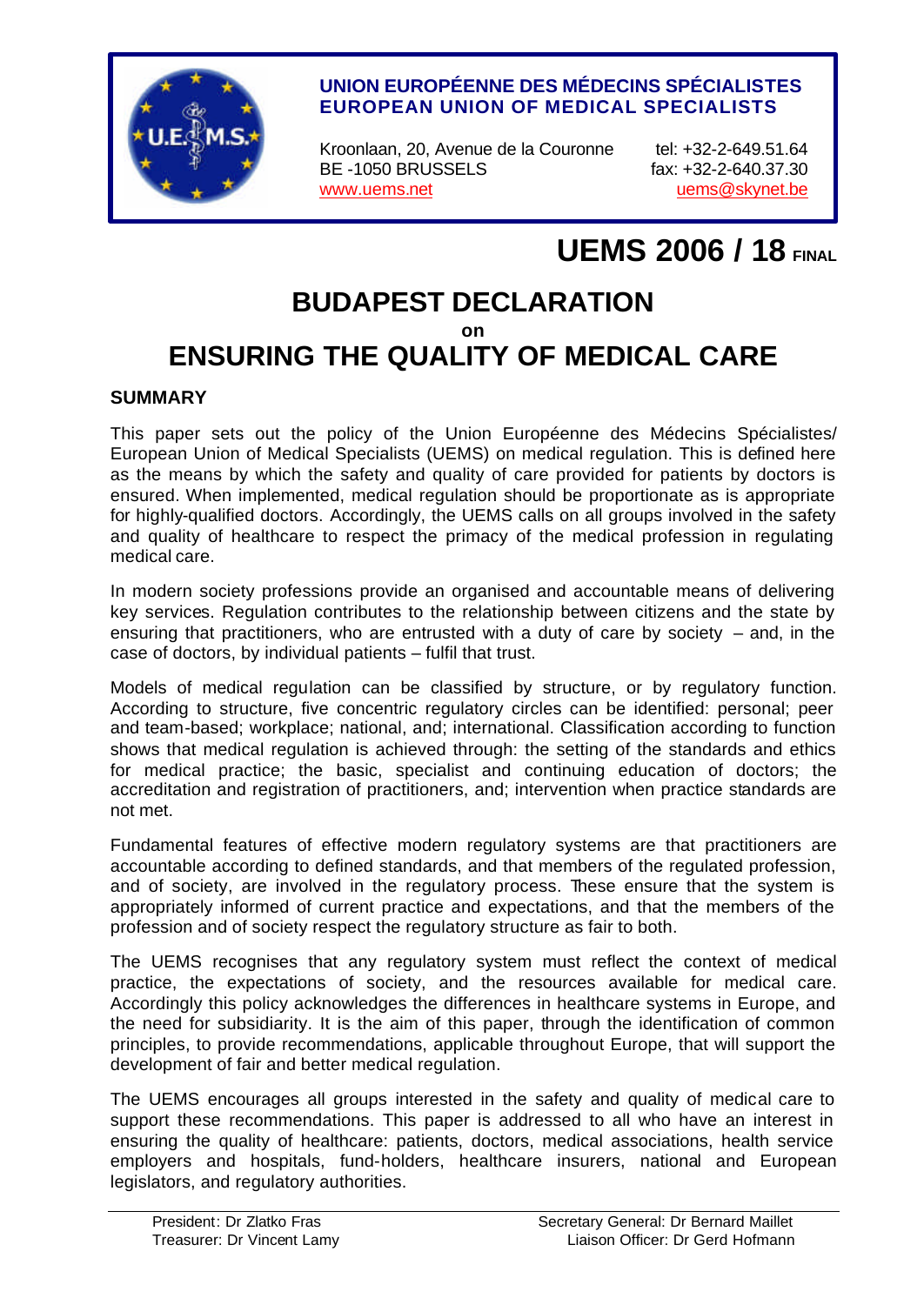**UNION EUROPÉENNE DES MÉDECINS SPÉCIALISTES**
**EUROPEAN UNION OF MEDICAL SPECIALISTS**

Kroonlaan, 20, Avenue de la Couronne
BE -1050 BRUSSELS
www.uems.net

tel: +32-2-649.51.64
fax: +32-2-640.37.30
uems@skynet.be

**UEMS 2006 / 18 FINAL**

# BUDAPEST DECLARATION

**on**

# ENSURING THE QUALITY OF MEDICAL CARE

## SUMMARY

This paper sets out the policy of the Union Européenne des Médecins Spécialistes/ European Union of Medical Specialists (UEMS) on medical regulation. This is defined here as the means by which the safety and quality of care provided for patients by doctors is ensured. When implemented, medical regulation should be proportionate as is appropriate for highly-qualified doctors. Accordingly, the UEMS calls on all groups involved in the safety and quality of healthcare to respect the primacy of the medical profession in regulating medical care.

In modern society professions provide an organised and accountable means of delivering key services. Regulation contributes to the relationship between citizens and the state by ensuring that practitioners, who are entrusted with a duty of care by society – and, in the case of doctors, by individual patients – fulfil that trust.

Models of medical regulation can be classified by structure, or by regulatory function. According to structure, five concentric regulatory circles can be identified: personal; peer and team-based; workplace; national, and; international. Classification according to function shows that medical regulation is achieved through: the setting of the standards and ethics for medical practice; the basic, specialist and continuing education of doctors; the accreditation and registration of practitioners, and; intervention when practice standards are not met.

Fundamental features of effective modern regulatory systems are that practitioners are accountable according to defined standards, and that members of the regulated profession, and of society, are involved in the regulatory process. These ensure that the system is appropriately informed of current practice and expectations, and that the members of the profession and of society respect the regulatory structure as fair to both.

The UEMS recognises that any regulatory system must reflect the context of medical practice, the expectations of society, and the resources available for medical care. Accordingly this policy acknowledges the differences in healthcare systems in Europe, and the need for subsidiarity. It is the aim of this paper, through the identification of common principles, to provide recommendations, applicable throughout Europe, that will support the development of fair and better medical regulation.

The UEMS encourages all groups interested in the safety and quality of medical care to support these recommendations. This paper is addressed to all who have an interest in ensuring the quality of healthcare: patients, doctors, medical associations, health service employers and hospitals, fund-holders, healthcare insurers, national and European legislators, and regulatory authorities.

President: Dr Zlatko Fras
Treasurer: Dr Vincent Lamy

Secretary General: Dr Bernard Maillet
Liaison Officer: Dr Gerd Hofmann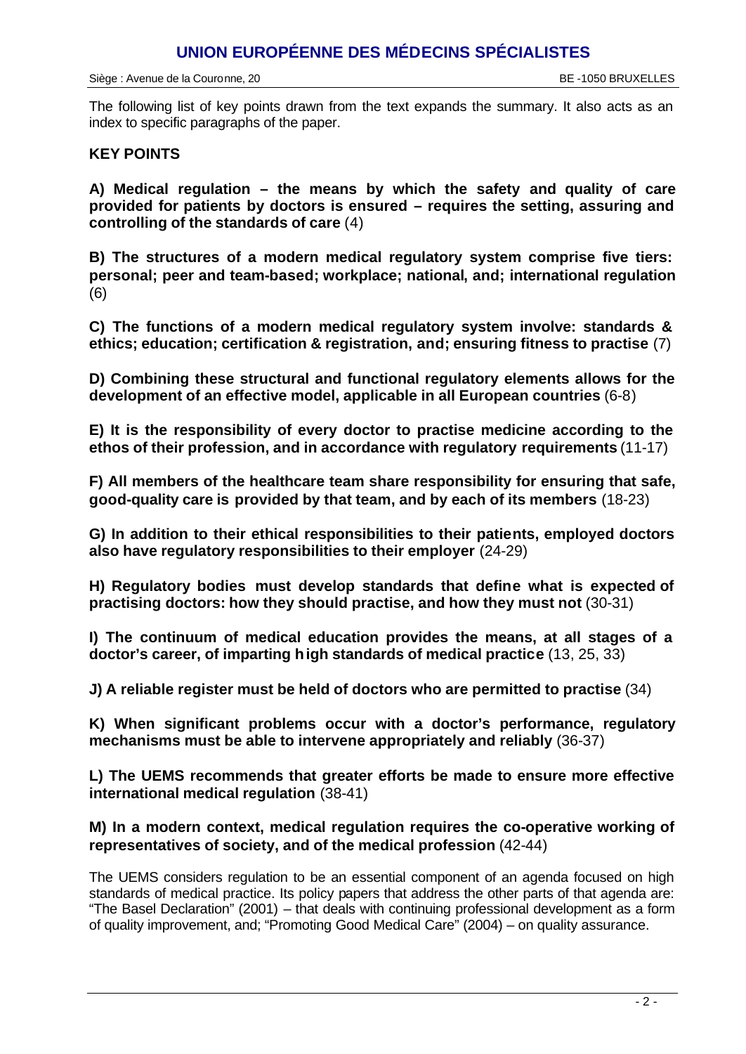The following list of key points drawn from the text expands the summary. It also acts as an index to specific paragraphs of the paper.

## KEY POINTS

**A) Medical regulation – the means by which the safety and quality of care provided for patients by doctors is ensured – requires the setting, assuring and controlling of the standards of care** (4)

**B) The structures of a modern medical regulatory system comprise five tiers: personal; peer and team-based; workplace; national, and; international regulation** (6)

**C) The functions of a modern medical regulatory system involve: standards & ethics; education; certification & registration, and; ensuring fitness to practise** (7)

**D) Combining these structural and functional regulatory elements allows for the development of an effective model, applicable in all European countries** (6-8)

**E) It is the responsibility of every doctor to practise medicine according to the ethos of their profession, and in accordance with regulatory requirements** (11-17)

**F) All members of the healthcare team share responsibility for ensuring that safe, good-quality care is provided by that team, and by each of its members** (18-23)

**G) In addition to their ethical responsibilities to their patients, employed doctors also have regulatory responsibilities to their employer** (24-29)

**H) Regulatory bodies must develop standards that define what is expected of practising doctors: how they should practise, and how they must not** (30-31)

**I) The continuum of medical education provides the means, at all stages of a doctor's career, of imparting high standards of medical practice** (13, 25, 33)

**J) A reliable register must be held of doctors who are permitted to practise** (34)

**K) When significant problems occur with a doctor's performance, regulatory mechanisms must be able to intervene appropriately and reliably** (36-37)

**L) The UEMS recommends that greater efforts be made to ensure more effective international medical regulation** (38-41)

**M) In a modern context, medical regulation requires the co-operative working of representatives of society, and of the medical profession** (42-44)

The UEMS considers regulation to be an essential component of an agenda focused on high standards of medical practice. Its policy papers that address the other parts of that agenda are: "The Basel Declaration" (2001) – that deals with continuing professional development as a form of quality improvement, and; "Promoting Good Medical Care" (2004) – on quality assurance.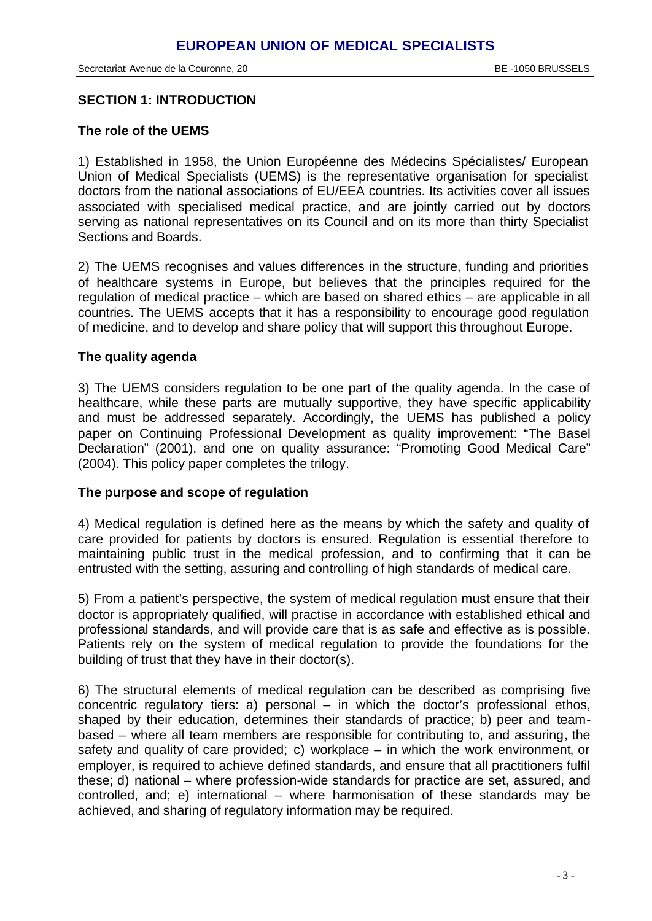## SECTION 1: INTRODUCTION

### The role of the UEMS

1) Established in 1958, the Union Européenne des Médecins Spécialistes/ European Union of Medical Specialists (UEMS) is the representative organisation for specialist doctors from the national associations of EU/EEA countries. Its activities cover all issues associated with specialised medical practice, and are jointly carried out by doctors serving as national representatives on its Council and on its more than thirty Specialist Sections and Boards.

2) The UEMS recognises and values differences in the structure, funding and priorities of healthcare systems in Europe, but believes that the principles required for the regulation of medical practice – which are based on shared ethics – are applicable in all countries. The UEMS accepts that it has a responsibility to encourage good regulation of medicine, and to develop and share policy that will support this throughout Europe.

### The quality agenda

3) The UEMS considers regulation to be one part of the quality agenda. In the case of healthcare, while these parts are mutually supportive, they have specific applicability and must be addressed separately. Accordingly, the UEMS has published a policy paper on Continuing Professional Development as quality improvement: "The Basel Declaration" (2001), and one on quality assurance: "Promoting Good Medical Care" (2004). This policy paper completes the trilogy.

### The purpose and scope of regulation

4) Medical regulation is defined here as the means by which the safety and quality of care provided for patients by doctors is ensured. Regulation is essential therefore to maintaining public trust in the medical profession, and to confirming that it can be entrusted with the setting, assuring and controlling of high standards of medical care.

5) From a patient's perspective, the system of medical regulation must ensure that their doctor is appropriately qualified, will practise in accordance with established ethical and professional standards, and will provide care that is as safe and effective as is possible. Patients rely on the system of medical regulation to provide the foundations for the building of trust that they have in their doctor(s).

6) The structural elements of medical regulation can be described as comprising five concentric regulatory tiers: a) personal – in which the doctor's professional ethos, shaped by their education, determines their standards of practice; b) peer and team-based – where all team members are responsible for contributing to, and assuring, the safety and quality of care provided; c) workplace – in which the work environment, or employer, is required to achieve defined standards, and ensure that all practitioners fulfil these; d) national – where profession-wide standards for practice are set, assured, and controlled, and; e) international – where harmonisation of these standards may be achieved, and sharing of regulatory information may be required.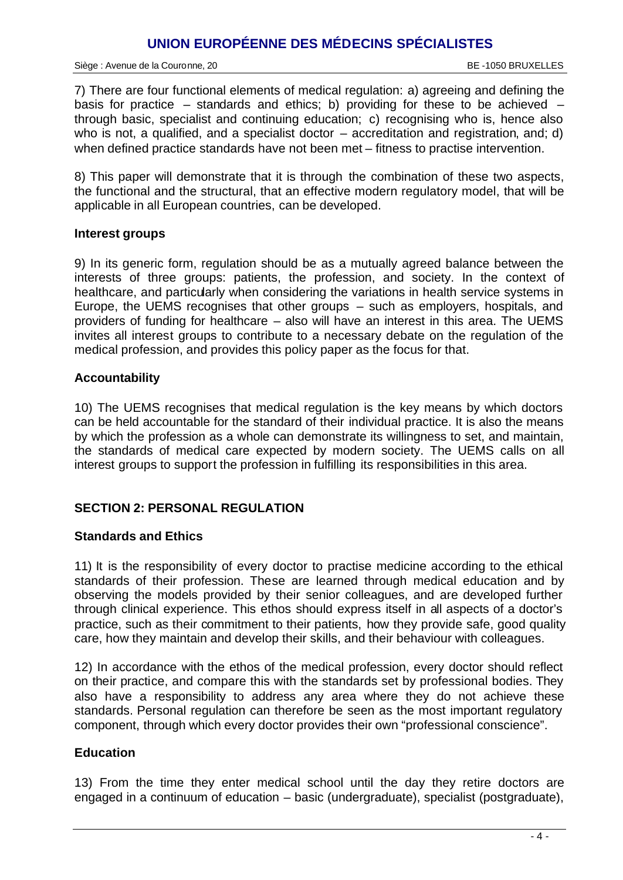7) There are four functional elements of medical regulation: a) agreeing and defining the basis for practice – standards and ethics; b) providing for these to be achieved – through basic, specialist and continuing education; c) recognising who is, hence also who is not, a qualified, and a specialist doctor – accreditation and registration, and; d) when defined practice standards have not been met – fitness to practise intervention.

8) This paper will demonstrate that it is through the combination of these two aspects, the functional and the structural, that an effective modern regulatory model, that will be applicable in all European countries, can be developed.

### Interest groups

9) In its generic form, regulation should be as a mutually agreed balance between the interests of three groups: patients, the profession, and society. In the context of healthcare, and particularly when considering the variations in health service systems in Europe, the UEMS recognises that other groups – such as employers, hospitals, and providers of funding for healthcare – also will have an interest in this area. The UEMS invites all interest groups to contribute to a necessary debate on the regulation of the medical profession, and provides this policy paper as the focus for that.

### Accountability

10) The UEMS recognises that medical regulation is the key means by which doctors can be held accountable for the standard of their individual practice. It is also the means by which the profession as a whole can demonstrate its willingness to set, and maintain, the standards of medical care expected by modern society. The UEMS calls on all interest groups to support the profession in fulfilling its responsibilities in this area.

## SECTION 2: PERSONAL REGULATION

### Standards and Ethics

11) It is the responsibility of every doctor to practise medicine according to the ethical standards of their profession. These are learned through medical education and by observing the models provided by their senior colleagues, and are developed further through clinical experience. This ethos should express itself in all aspects of a doctor's practice, such as their commitment to their patients, how they provide safe, good quality care, how they maintain and develop their skills, and their behaviour with colleagues.

12) In accordance with the ethos of the medical profession, every doctor should reflect on their practice, and compare this with the standards set by professional bodies. They also have a responsibility to address any area where they do not achieve these standards. Personal regulation can therefore be seen as the most important regulatory component, through which every doctor provides their own "professional conscience".

### Education

13) From the time they enter medical school until the day they retire doctors are engaged in a continuum of education – basic (undergraduate), specialist (postgraduate),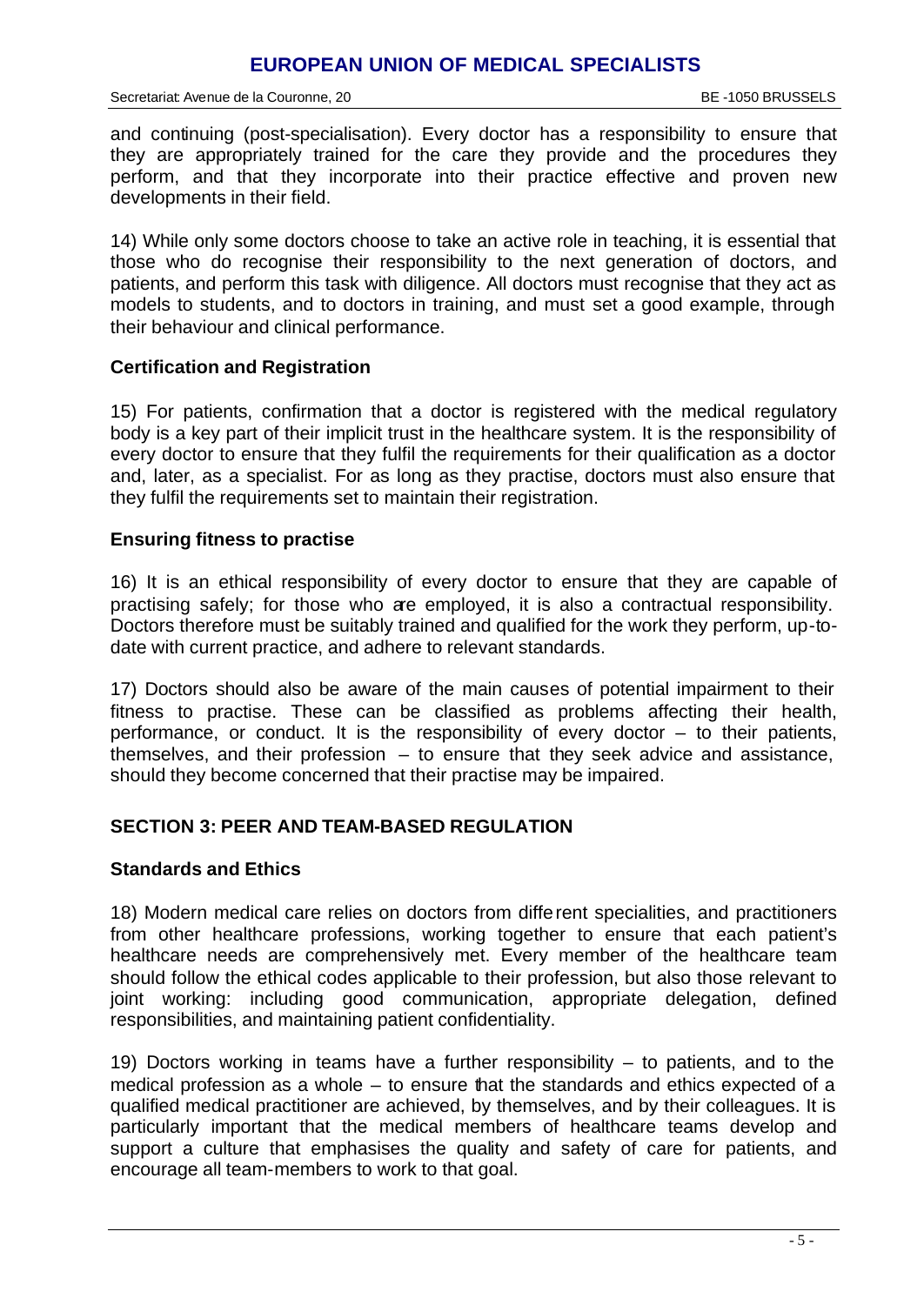and continuing (post-specialisation). Every doctor has a responsibility to ensure that they are appropriately trained for the care they provide and the procedures they perform, and that they incorporate into their practice effective and proven new developments in their field.

14) While only some doctors choose to take an active role in teaching, it is essential that those who do recognise their responsibility to the next generation of doctors, and patients, and perform this task with diligence. All doctors must recognise that they act as models to students, and to doctors in training, and must set a good example, through their behaviour and clinical performance.

### Certification and Registration

15) For patients, confirmation that a doctor is registered with the medical regulatory body is a key part of their implicit trust in the healthcare system. It is the responsibility of every doctor to ensure that they fulfil the requirements for their qualification as a doctor and, later, as a specialist. For as long as they practise, doctors must also ensure that they fulfil the requirements set to maintain their registration.

### Ensuring fitness to practise

16) It is an ethical responsibility of every doctor to ensure that they are capable of practising safely; for those who are employed, it is also a contractual responsibility. Doctors therefore must be suitably trained and qualified for the work they perform, up-to-date with current practice, and adhere to relevant standards.

17) Doctors should also be aware of the main causes of potential impairment to their fitness to practise. These can be classified as problems affecting their health, performance, or conduct. It is the responsibility of every doctor – to their patients, themselves, and their profession – to ensure that they seek advice and assistance, should they become concerned that their practise may be impaired.

## SECTION 3: PEER AND TEAM-BASED REGULATION

### Standards and Ethics

18) Modern medical care relies on doctors from different specialities, and practitioners from other healthcare professions, working together to ensure that each patient's healthcare needs are comprehensively met. Every member of the healthcare team should follow the ethical codes applicable to their profession, but also those relevant to joint working: including good communication, appropriate delegation, defined responsibilities, and maintaining patient confidentiality.

19) Doctors working in teams have a further responsibility – to patients, and to the medical profession as a whole – to ensure that the standards and ethics expected of a qualified medical practitioner are achieved, by themselves, and by their colleagues. It is particularly important that the medical members of healthcare teams develop and support a culture that emphasises the quality and safety of care for patients, and encourage all team-members to work to that goal.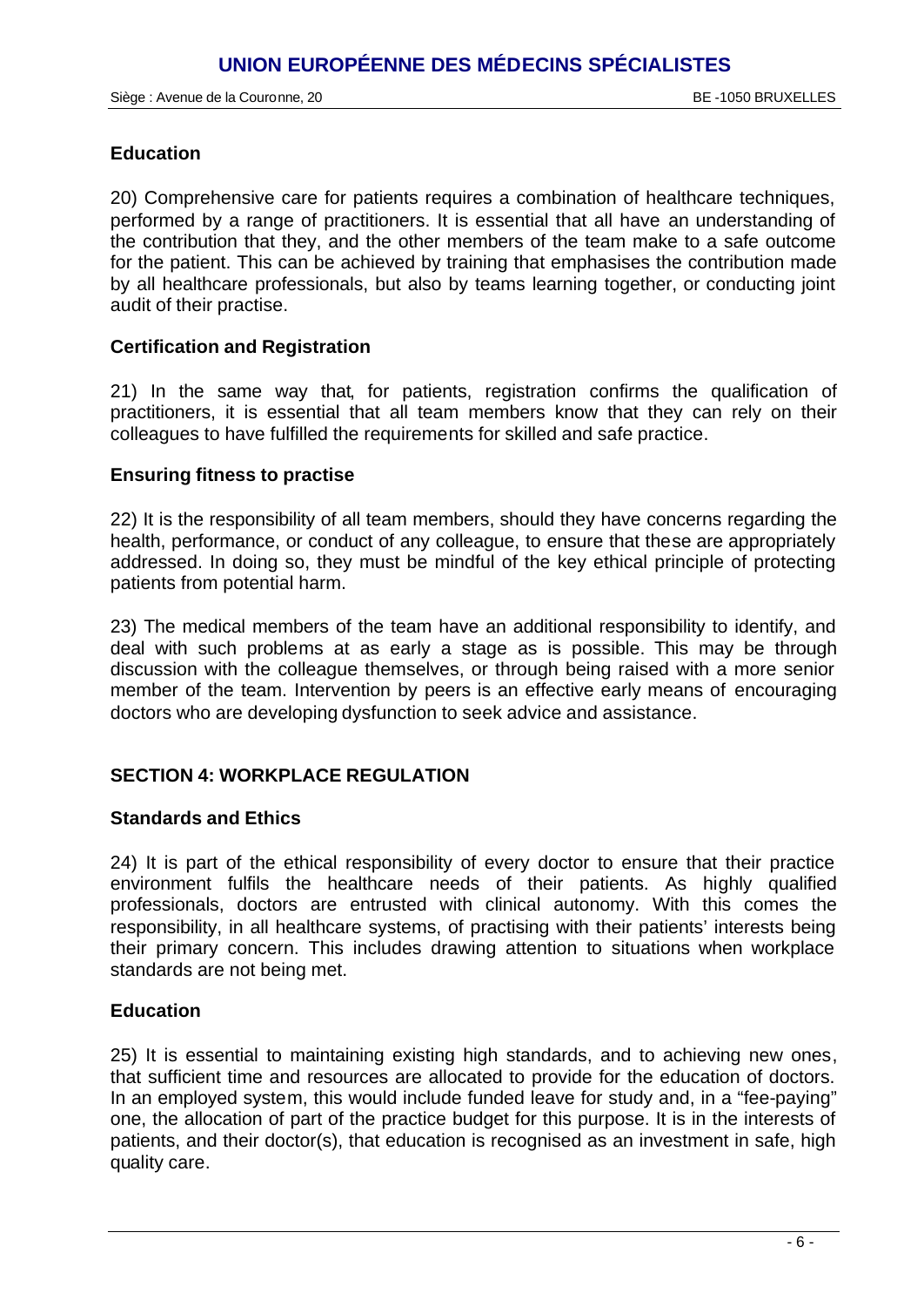### Education

20) Comprehensive care for patients requires a combination of healthcare techniques, performed by a range of practitioners. It is essential that all have an understanding of the contribution that they, and the other members of the team make to a safe outcome for the patient. This can be achieved by training that emphasises the contribution made by all healthcare professionals, but also by teams learning together, or conducting joint audit of their practise.

### Certification and Registration

21) In the same way that, for patients, registration confirms the qualification of practitioners, it is essential that all team members know that they can rely on their colleagues to have fulfilled the requirements for skilled and safe practice.

### Ensuring fitness to practise

22) It is the responsibility of all team members, should they have concerns regarding the health, performance, or conduct of any colleague, to ensure that these are appropriately addressed. In doing so, they must be mindful of the key ethical principle of protecting patients from potential harm.

23) The medical members of the team have an additional responsibility to identify, and deal with such problems at as early a stage as is possible. This may be through discussion with the colleague themselves, or through being raised with a more senior member of the team. Intervention by peers is an effective early means of encouraging doctors who are developing dysfunction to seek advice and assistance.

## SECTION 4: WORKPLACE REGULATION

### Standards and Ethics

24) It is part of the ethical responsibility of every doctor to ensure that their practice environment fulfils the healthcare needs of their patients. As highly qualified professionals, doctors are entrusted with clinical autonomy. With this comes the responsibility, in all healthcare systems, of practising with their patients' interests being their primary concern. This includes drawing attention to situations when workplace standards are not being met.

### Education

25) It is essential to maintaining existing high standards, and to achieving new ones, that sufficient time and resources are allocated to provide for the education of doctors. In an employed system, this would include funded leave for study and, in a "fee-paying" one, the allocation of part of the practice budget for this purpose. It is in the interests of patients, and their doctor(s), that education is recognised as an investment in safe, high quality care.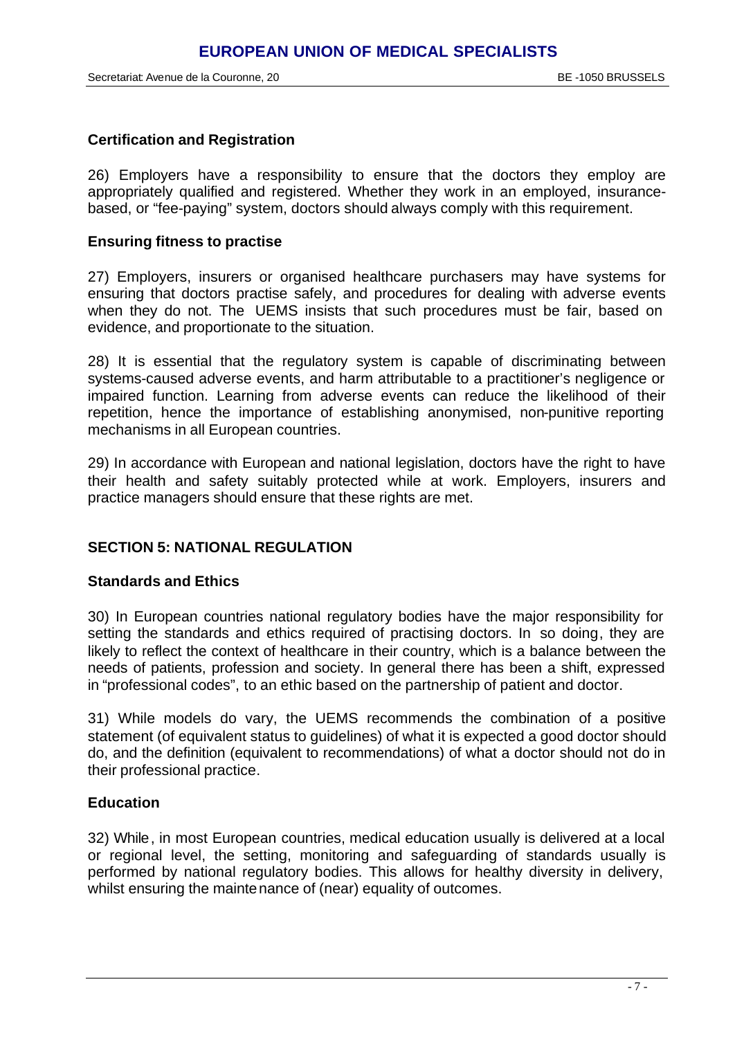### Certification and Registration

26) Employers have a responsibility to ensure that the doctors they employ are appropriately qualified and registered. Whether they work in an employed, insurance-based, or "fee-paying" system, doctors should always comply with this requirement.

### Ensuring fitness to practise

27) Employers, insurers or organised healthcare purchasers may have systems for ensuring that doctors practise safely, and procedures for dealing with adverse events when they do not. The UEMS insists that such procedures must be fair, based on evidence, and proportionate to the situation.

28) It is essential that the regulatory system is capable of discriminating between systems-caused adverse events, and harm attributable to a practitioner's negligence or impaired function. Learning from adverse events can reduce the likelihood of their repetition, hence the importance of establishing anonymised, non-punitive reporting mechanisms in all European countries.

29) In accordance with European and national legislation, doctors have the right to have their health and safety suitably protected while at work. Employers, insurers and practice managers should ensure that these rights are met.

## SECTION 5: NATIONAL REGULATION

### Standards and Ethics

30) In European countries national regulatory bodies have the major responsibility for setting the standards and ethics required of practising doctors. In so doing, they are likely to reflect the context of healthcare in their country, which is a balance between the needs of patients, profession and society. In general there has been a shift, expressed in "professional codes", to an ethic based on the partnership of patient and doctor.

31) While models do vary, the UEMS recommends the combination of a positive statement (of equivalent status to guidelines) of what it is expected a good doctor should do, and the definition (equivalent to recommendations) of what a doctor should not do in their professional practice.

### Education

32) While, in most European countries, medical education usually is delivered at a local or regional level, the setting, monitoring and safeguarding of standards usually is performed by national regulatory bodies. This allows for healthy diversity in delivery, whilst ensuring the maintenance of (near) equality of outcomes.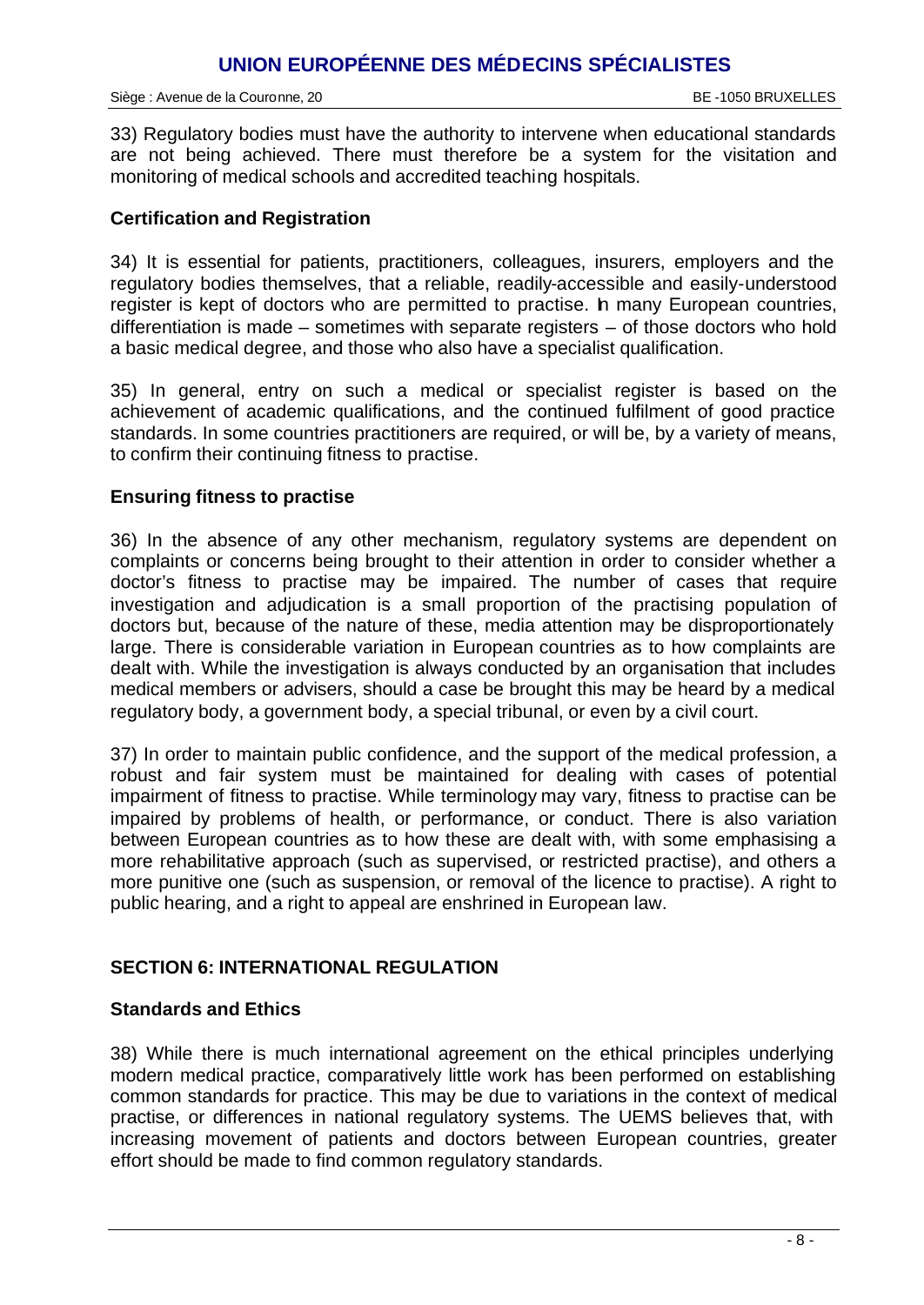33) Regulatory bodies must have the authority to intervene when educational standards are not being achieved. There must therefore be a system for the visitation and monitoring of medical schools and accredited teaching hospitals.

### Certification and Registration

34) It is essential for patients, practitioners, colleagues, insurers, employers and the regulatory bodies themselves, that a reliable, readily-accessible and easily-understood register is kept of doctors who are permitted to practise. In many European countries, differentiation is made – sometimes with separate registers – of those doctors who hold a basic medical degree, and those who also have a specialist qualification.

35) In general, entry on such a medical or specialist register is based on the achievement of academic qualifications, and the continued fulfilment of good practice standards. In some countries practitioners are required, or will be, by a variety of means, to confirm their continuing fitness to practise.

### Ensuring fitness to practise

36) In the absence of any other mechanism, regulatory systems are dependent on complaints or concerns being brought to their attention in order to consider whether a doctor's fitness to practise may be impaired. The number of cases that require investigation and adjudication is a small proportion of the practising population of doctors but, because of the nature of these, media attention may be disproportionately large. There is considerable variation in European countries as to how complaints are dealt with. While the investigation is always conducted by an organisation that includes medical members or advisers, should a case be brought this may be heard by a medical regulatory body, a government body, a special tribunal, or even by a civil court.

37) In order to maintain public confidence, and the support of the medical profession, a robust and fair system must be maintained for dealing with cases of potential impairment of fitness to practise. While terminology may vary, fitness to practise can be impaired by problems of health, or performance, or conduct. There is also variation between European countries as to how these are dealt with, with some emphasising a more rehabilitative approach (such as supervised, or restricted practise), and others a more punitive one (such as suspension, or removal of the licence to practise). A right to public hearing, and a right to appeal are enshrined in European law.

## SECTION 6: INTERNATIONAL REGULATION

### Standards and Ethics

38) While there is much international agreement on the ethical principles underlying modern medical practice, comparatively little work has been performed on establishing common standards for practice. This may be due to variations in the context of medical practise, or differences in national regulatory systems. The UEMS believes that, with increasing movement of patients and doctors between European countries, greater effort should be made to find common regulatory standards.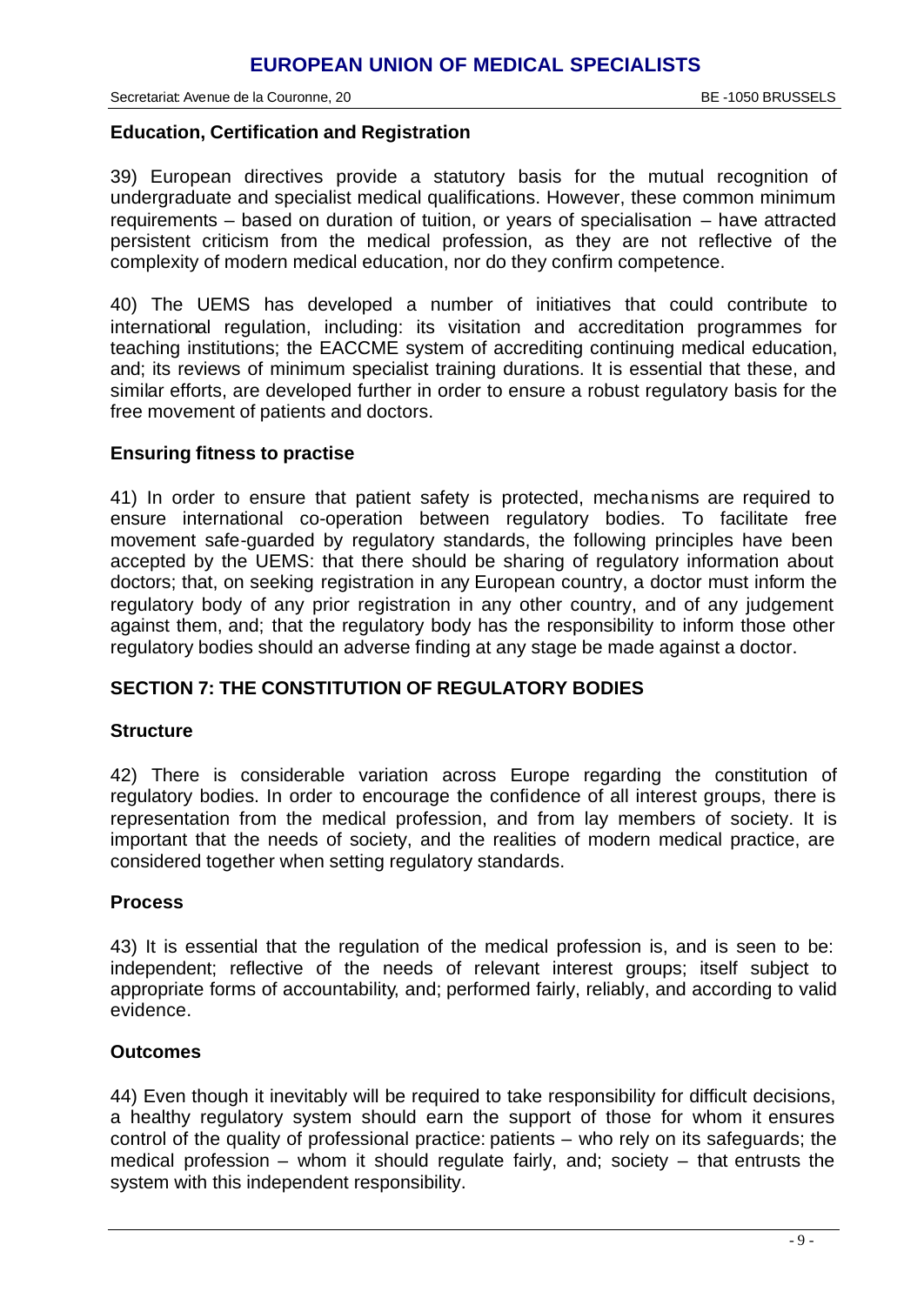## Education, Certification and Registration

39) European directives provide a statutory basis for the mutual recognition of undergraduate and specialist medical qualifications. However, these common minimum requirements – based on duration of tuition, or years of specialisation – have attracted persistent criticism from the medical profession, as they are not reflective of the complexity of modern medical education, nor do they confirm competence.

40) The UEMS has developed a number of initiatives that could contribute to international regulation, including: its visitation and accreditation programmes for teaching institutions; the EACCME system of accrediting continuing medical education, and; its reviews of minimum specialist training durations. It is essential that these, and similar efforts, are developed further in order to ensure a robust regulatory basis for the free movement of patients and doctors.

## Ensuring fitness to practise

41) In order to ensure that patient safety is protected, mechanisms are required to ensure international co-operation between regulatory bodies. To facilitate free movement safe-guarded by regulatory standards, the following principles have been accepted by the UEMS: that there should be sharing of regulatory information about doctors; that, on seeking registration in any European country, a doctor must inform the regulatory body of any prior registration in any other country, and of any judgement against them, and; that the regulatory body has the responsibility to inform those other regulatory bodies should an adverse finding at any stage be made against a doctor.

# SECTION 7: THE CONSTITUTION OF REGULATORY BODIES

## Structure

42) There is considerable variation across Europe regarding the constitution of regulatory bodies. In order to encourage the confidence of all interest groups, there is representation from the medical profession, and from lay members of society. It is important that the needs of society, and the realities of modern medical practice, are considered together when setting regulatory standards.

## Process

43) It is essential that the regulation of the medical profession is, and is seen to be: independent; reflective of the needs of relevant interest groups; itself subject to appropriate forms of accountability, and; performed fairly, reliably, and according to valid evidence.

## Outcomes

44) Even though it inevitably will be required to take responsibility for difficult decisions, a healthy regulatory system should earn the support of those for whom it ensures control of the quality of professional practice: patients – who rely on its safeguards; the medical profession – whom it should regulate fairly, and; society – that entrusts the system with this independent responsibility.